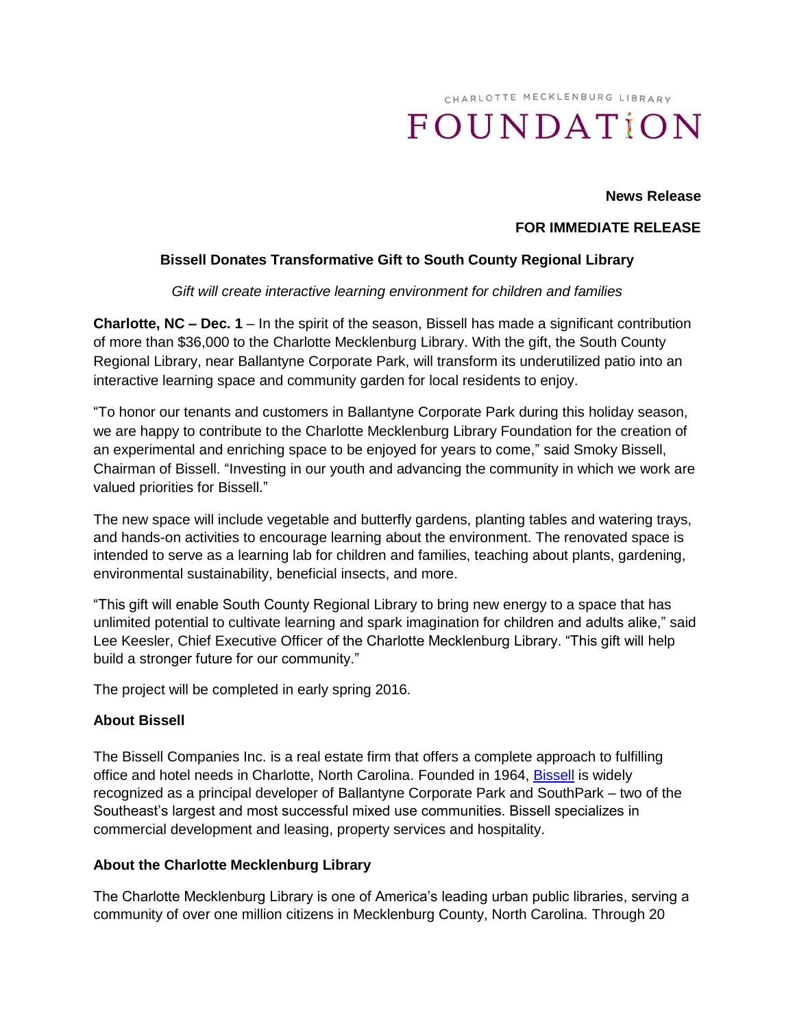CHARLOTTE MECKLENBURG LIBRARY

# FOUNDATION

**News Release**

**FOR IMMEDIATE RELEASE**

## Bissell Donates Transformative Gift to South County Regional Library

*Gift will create interactive learning environment for children and families*

**Charlotte, NC – Dec. 1** – In the spirit of the season, Bissell has made a significant contribution of more than $36,000 to the Charlotte Mecklenburg Library. With the gift, the South County Regional Library, near Ballantyne Corporate Park, will transform its underutilized patio into an interactive learning space and community garden for local residents to enjoy.

"To honor our tenants and customers in Ballantyne Corporate Park during this holiday season, we are happy to contribute to the Charlotte Mecklenburg Library Foundation for the creation of an experimental and enriching space to be enjoyed for years to come," said Smoky Bissell, Chairman of Bissell. "Investing in our youth and advancing the community in which we work are valued priorities for Bissell."

The new space will include vegetable and butterfly gardens, planting tables and watering trays, and hands-on activities to encourage learning about the environment. The renovated space is intended to serve as a learning lab for children and families, teaching about plants, gardening, environmental sustainability, beneficial insects, and more.

"This gift will enable South County Regional Library to bring new energy to a space that has unlimited potential to cultivate learning and spark imagination for children and adults alike," said Lee Keesler, Chief Executive Officer of the Charlotte Mecklenburg Library. "This gift will help build a stronger future for our community."

The project will be completed in early spring 2016.

### About Bissell

The Bissell Companies Inc. is a real estate firm that offers a complete approach to fulfilling office and hotel needs in Charlotte, North Carolina. Founded in 1964, Bissell is widely recognized as a principal developer of Ballantyne Corporate Park and SouthPark – two of the Southeast's largest and most successful mixed use communities. Bissell specializes in commercial development and leasing, property services and hospitality.

### About the Charlotte Mecklenburg Library

The Charlotte Mecklenburg Library is one of America's leading urban public libraries, serving a community of over one million citizens in Mecklenburg County, North Carolina. Through 20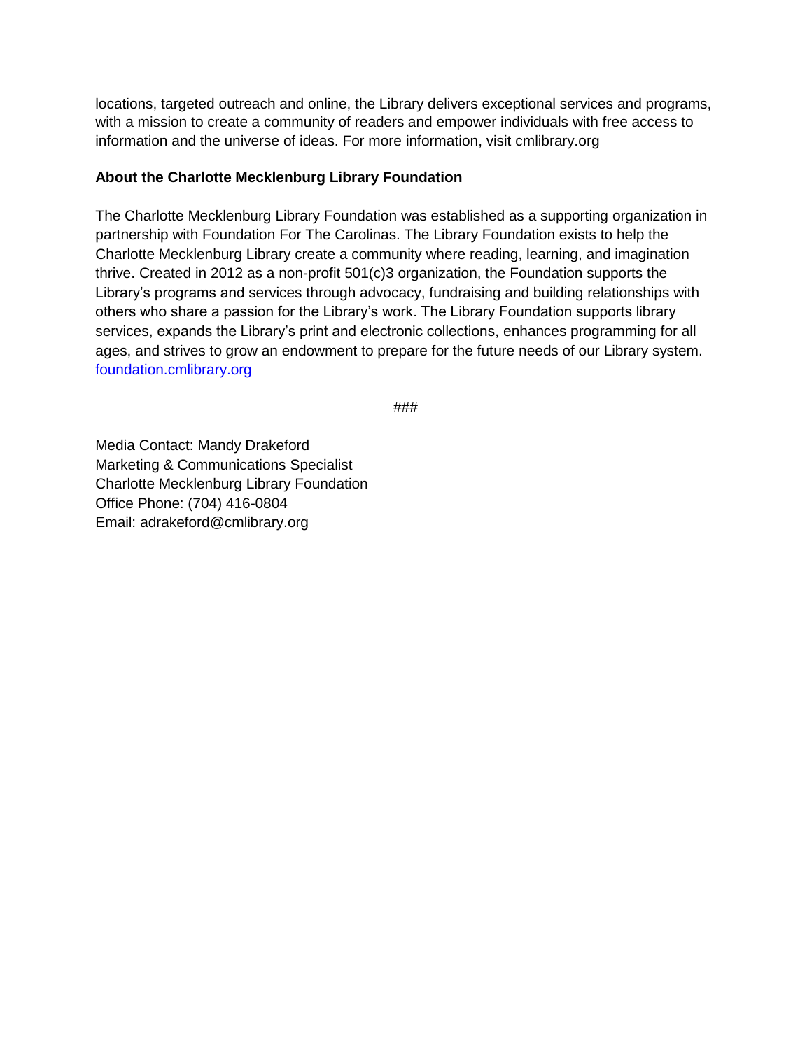locations, targeted outreach and online, the Library delivers exceptional services and programs, with a mission to create a community of readers and empower individuals with free access to information and the universe of ideas. For more information, visit cmlibrary.org

**About the Charlotte Mecklenburg Library Foundation**

The Charlotte Mecklenburg Library Foundation was established as a supporting organization in partnership with Foundation For The Carolinas. The Library Foundation exists to help the Charlotte Mecklenburg Library create a community where reading, learning, and imagination thrive. Created in 2012 as a non-profit 501(c)3 organization, the Foundation supports the Library's programs and services through advocacy, fundraising and building relationships with others who share a passion for the Library's work. The Library Foundation supports library services, expands the Library's print and electronic collections, enhances programming for all ages, and strives to grow an endowment to prepare for the future needs of our Library system. foundation.cmlibrary.org

###

Media Contact: Mandy Drakeford
Marketing & Communications Specialist
Charlotte Mecklenburg Library Foundation
Office Phone: (704) 416-0804
Email: adrakeford@cmlibrary.org